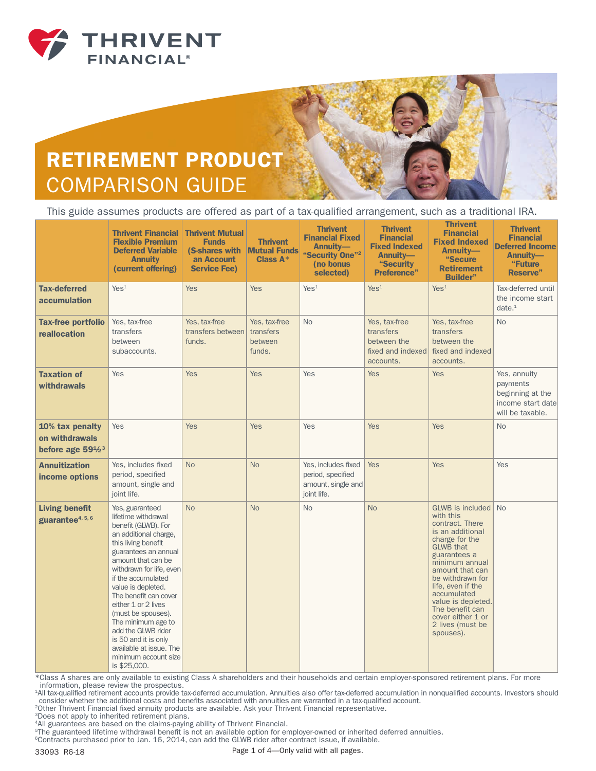# RETIREMENT PRODUCT COMPARISON GUIDE

This guide assumes products are offered as part of a tax-qualified arrangement, such as a traditional IRA.

| | Thrivent Financial Flexible Premium Deferred Variable Annuity (current offering) | Thrivent Mutual Funds (S-shares with an Account Service Fee) | Thrivent Mutual Funds Class A* | Thrivent Financial Fixed Annuity—"Security One"[2] (no bonus selected) | Thrivent Financial Fixed Indexed Annuity—"Security Preference" | Thrivent Financial Fixed Indexed Annuity—"Secure Retirement Builder" | Thrivent Financial Deferred Income Annuity—"Future Reserve" |
|---|---|---|---|---|---|---|---|
| **Tax-deferred accumulation** | Yes[1] | Yes | Yes | Yes[1] | Yes[1] | Yes[1] | Tax-deferred until the income start date.[1] |
| **Tax-free portfolio reallocation** | Yes, tax-free transfers between subaccounts. | Yes, tax-free transfers between funds. | Yes, tax-free transfers between funds. | No | Yes, tax-free transfers between the fixed and indexed accounts. | Yes, tax-free transfers between the fixed and indexed accounts. | No |
| **Taxation of withdrawals** | Yes | Yes | Yes | Yes | Yes | Yes | Yes, annuity payments beginning at the income start date will be taxable. |
| **10% tax penalty on withdrawals before age 59½[3]** | Yes | Yes | Yes | Yes | Yes | Yes | No |
| **Annuitization income options** | Yes, includes fixed period, specified amount, single and joint life. | No | No | Yes, includes fixed period, specified amount, single and joint life. | Yes | Yes | Yes |
| **Living benefit guarantee[4, 5, 6]** | Yes, guaranteed lifetime withdrawal benefit (GLWB). For an additional charge, this living benefit guarantees an annual amount that can be withdrawn for life, even if the accumulated value is depleted. The benefit can cover either 1 or 2 lives (must be spouses). The minimum age to add the GLWB rider is 50 and it is only available at issue. The minimum account size is $25,000. | No | No | No | No | GLWB is included with this contract. There is an additional charge for the GLWB that guarantees a minimum annual amount that can be withdrawn for life, even if the accumulated value is depleted. The benefit can cover either 1 or 2 lives (must be spouses). | No |

*Class A shares are only available to existing Class A shareholders and their households and certain employer-sponsored retirement plans. For more information, please review the prospectus.

[1]All tax-qualified retirement accounts provide tax-deferred accumulation. Annuities also offer tax-deferred accumulation in nonqualified accounts. Investors should consider whether the additional costs and benefits associated with annuities are warranted in a tax-qualified account.

[2]Other Thrivent Financial fixed annuity products are available. Ask your Thrivent Financial representative.

[3]Does not apply to inherited retirement plans.

[4]All guarantees are based on the claims-paying ability of Thrivent Financial.

[5]The guaranteed lifetime withdrawal benefit is not an available option for employer-owned or inherited deferred annuities.

[6]Contracts purchased prior to Jan. 16, 2014, can add the GLWB rider after contract issue, if available.

33093 R6-18

Only valid with all pages.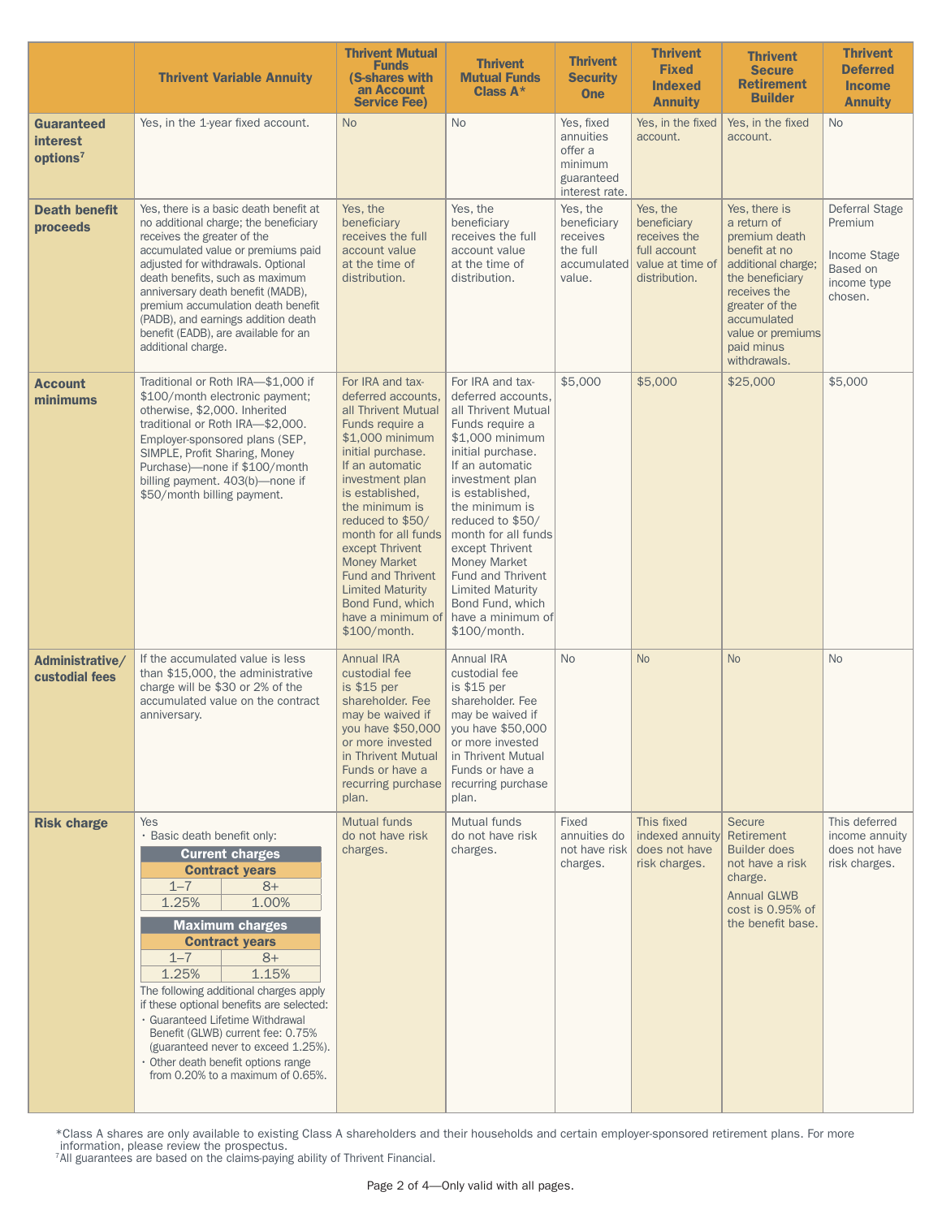| | Thrivent Variable Annuity | Thrivent Mutual Funds (S-shares with an Account Service Fee) | Thrivent Mutual Funds Class A* | Thrivent Security One | Thrivent Fixed Indexed Annuity | Thrivent Secure Retirement Builder | Thrivent Deferred Income Annuity |
|---|---|---|---|---|---|---|---|
| **Guaranteed interest options**[7] | Yes, in the 1-year fixed account. | No | No | Yes, fixed annuities offer a minimum guaranteed interest rate. | Yes, in the fixed account. | Yes, in the fixed account. | No |
| **Death benefit proceeds** | Yes, there is a basic death benefit at no additional charge; the beneficiary receives the greater of the accumulated value or premiums paid adjusted for withdrawals. Optional death benefits, such as maximum anniversary death benefit (MADB), premium accumulation death benefit (PADB), and earnings addition death benefit (EADB), are available for an additional charge. | Yes, the beneficiary receives the full account value at the time of distribution. | Yes, the beneficiary receives the full account value at the time of distribution. | Yes, the beneficiary receives the full accumulated value. | Yes, the beneficiary receives the full account value at time of distribution. | Yes, there is a return of premium death benefit at no additional charge; the beneficiary receives the greater of the accumulated value or premiums paid minus withdrawals. | Deferral Stage Premium<br><br>Income Stage Based on income type chosen. |
| **Account minimums** | Traditional or Roth IRA—$1,000 if $100/month electronic payment; otherwise, $2,000. Inherited traditional or Roth IRA—$2,000. Employer-sponsored plans (SEP, SIMPLE, Profit Sharing, Money Purchase)—none if $100/month billing payment. 403(b)—none if $50/month billing payment. | For IRA and tax-deferred accounts, all Thrivent Mutual Funds require a $1,000 minimum initial purchase. If an automatic investment plan is established, the minimum is reduced to $50/month for all funds except Thrivent Money Market Fund and Thrivent Limited Maturity Bond Fund, which have a minimum of $100/month. | For IRA and tax-deferred accounts, all Thrivent Mutual Funds require a $1,000 minimum initial purchase. If an automatic investment plan is established, the minimum is reduced to $50/month for all funds except Thrivent Money Market Fund and Thrivent Limited Maturity Bond Fund, which have a minimum of $100/month. | $5,000 | $5,000 | $25,000 | $5,000 |
| **Administrative/ custodial fees** | If the accumulated value is less than $15,000, the administrative charge will be $30 or 2% of the accumulated value on the contract anniversary. | Annual IRA custodial fee is $15 per shareholder. Fee may be waived if you have $50,000 or more invested in Thrivent Mutual Funds or have a recurring purchase plan. | Annual IRA custodial fee is $15 per shareholder. Fee may be waived if you have $50,000 or more invested in Thrivent Mutual Funds or have a recurring purchase plan. | No | No | No | No |
| **Risk charge** | Yes<br>• Basic death benefit only:<br>**Current charges** — Contract years 1–7: 1.25%; 8+: 1.00%<br>**Maximum charges** — Contract years 1–7: 1.25%; 8+: 1.15%<br>The following additional charges apply if these optional benefits are selected:<br>• Guaranteed Lifetime Withdrawal Benefit (GLWB) current fee: 0.75% (guaranteed never to exceed 1.25%).<br>• Other death benefit options range from 0.20% to a maximum of 0.65%. | Mutual funds do not have risk charges. | Mutual funds do not have risk charges. | Fixed annuities do not have risk charges. | This fixed indexed annuity does not have risk charges. | Secure Retirement Builder does not have a risk charge.<br>Annual GLWB cost is 0.95% of the benefit base. | This deferred income annuity does not have risk charges. |

*Class A shares are only available to existing Class A shareholders and their households and certain employer-sponsored retirement plans. For more information, please review the prospectus.
[7]All guarantees are based on the claims-paying ability of Thrivent Financial.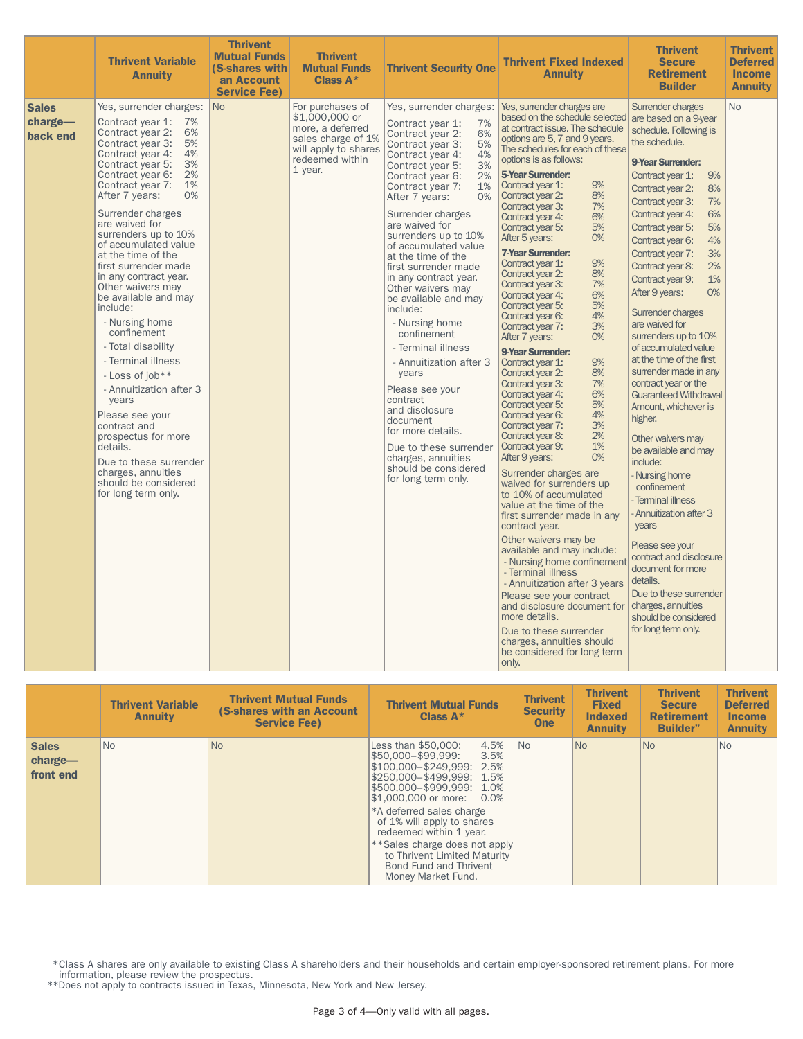| | Thrivent Variable Annuity | Thrivent Mutual Funds (S-shares with an Account Service Fee) | Thrivent Mutual Funds Class A* | Thrivent Security One | Thrivent Fixed Indexed Annuity | Thrivent Secure Retirement Builder | Thrivent Deferred Income Annuity |
|---|---|---|---|---|---|---|---|
| **Sales charge—back end** | Yes, surrender charges:<br>Contract year 1: 7%<br>Contract year 2: 6%<br>Contract year 3: 5%<br>Contract year 4: 4%<br>Contract year 5: 3%<br>Contract year 6: 2%<br>Contract year 7: 1%<br>After 7 years: 0%<br>Surrender charges are waived for surrenders up to 10% of accumulated value at the time of the first surrender made in any contract year. Other waivers may be available and may include:<br>- Nursing home confinement<br>- Total disability<br>- Terminal illness<br>- Loss of job**<br>- Annuitization after 3 years<br>Please see your contract and prospectus for more details.<br>Due to these surrender charges, annuities should be considered for long term only. | No | For purchases of $1,000,000 or more, a deferred sales charge of 1% will apply to shares redeemed within 1 year. | Yes, surrender charges:<br>Contract year 1: 7%<br>Contract year 2: 6%<br>Contract year 3: 5%<br>Contract year 4: 4%<br>Contract year 5: 3%<br>Contract year 6: 2%<br>Contract year 7: 1%<br>After 7 years: 0%<br>Surrender charges are waived for surrenders up to 10% of accumulated value at the time of the first surrender made in any contract year. Other waivers may be available and may include:<br>- Nursing home confinement<br>- Terminal illness<br>- Annuitization after 3 years<br>Please see your contract and disclosure document for more details.<br>Due to these surrender charges, annuities should be considered for long term only. | Yes, surrender charges are based on the schedule selected at contract issue. The schedule options are 5, 7 and 9 years. The schedules for each of these options is as follows:<br>**5-Year Surrender:**<br>Contract year 1: 9%<br>Contract year 2: 8%<br>Contract year 3: 7%<br>Contract year 4: 6%<br>Contract year 5: 5%<br>After 5 years: 0%<br>**7-Year Surrender:**<br>Contract year 1: 9%<br>Contract year 2: 8%<br>Contract year 3: 7%<br>Contract year 4: 6%<br>Contract year 5: 5%<br>Contract year 6: 4%<br>Contract year 7: 3%<br>After 7 years: 0%<br>**9-Year Surrender:**<br>Contract year 1: 9%<br>Contract year 2: 8%<br>Contract year 3: 7%<br>Contract year 4: 6%<br>Contract year 5: 5%<br>Contract year 6: 4%<br>Contract year 7: 3%<br>Contract year 8: 2%<br>Contract year 9: 1%<br>After 9 years: 0%<br>Surrender charges are waived for surrenders up to 10% of accumulated value at the time of the first surrender made in any contract year.<br>Other waivers may be available and may include:<br>- Nursing home confinement<br>- Terminal illness<br>- Annuitization after 3 years<br>Please see your contract and disclosure document for more details.<br>Due to these surrender charges, annuities should be considered for long term only. | Surrender charges are based on a 9-year schedule. Following is the schedule.<br>**9-Year Surrender:**<br>Contract year 1: 9%<br>Contract year 2: 8%<br>Contract year 3: 7%<br>Contract year 4: 6%<br>Contract year 5: 5%<br>Contract year 6: 4%<br>Contract year 7: 3%<br>Contract year 8: 2%<br>Contract year 9: 1%<br>After 9 years: 0%<br>Surrender charges are waived for surrenders up to 10% of accumulated value at the time of the first surrender made in any contract year or the Guaranteed Withdrawal Amount, whichever is higher.<br>Other waivers may be available and may include:<br>- Nursing home confinement<br>- Terminal illness<br>- Annuitization after 3 years<br>Please see your contract and disclosure document for more details.<br>Due to these surrender charges, annuities should be considered for long term only. | No |

| | Thrivent Variable Annuity | Thrivent Mutual Funds (S-shares with an Account Service Fee) | Thrivent Mutual Funds Class A* | Thrivent Security One | Thrivent Fixed Indexed Annuity | Thrivent Secure Retirement Builder" | Thrivent Deferred Income Annuity |
|---|---|---|---|---|---|---|---|
| **Sales charge—front end** | No | No | Less than $50,000: 4.5%<br>$50,000–$99,999: 3.5%<br>$100,000–$249,999: 2.5%<br>$250,000–$499,999: 1.5%<br>$500,000–$999,999: 1.0%<br>$1,000,000 or more: 0.0%<br>*A deferred sales charge of 1% will apply to shares redeemed within 1 year.<br>**Sales charge does not apply to Thrivent Limited Maturity Bond Fund and Thrivent Money Market Fund. | No | No | No | No |

*Class A shares are only available to existing Class A shareholders and their households and certain employer-sponsored retirement plans. For more information, please review the prospectus.
**Does not apply to contracts issued in Texas, Minnesota, New York and New Jersey.

Only valid with all pages.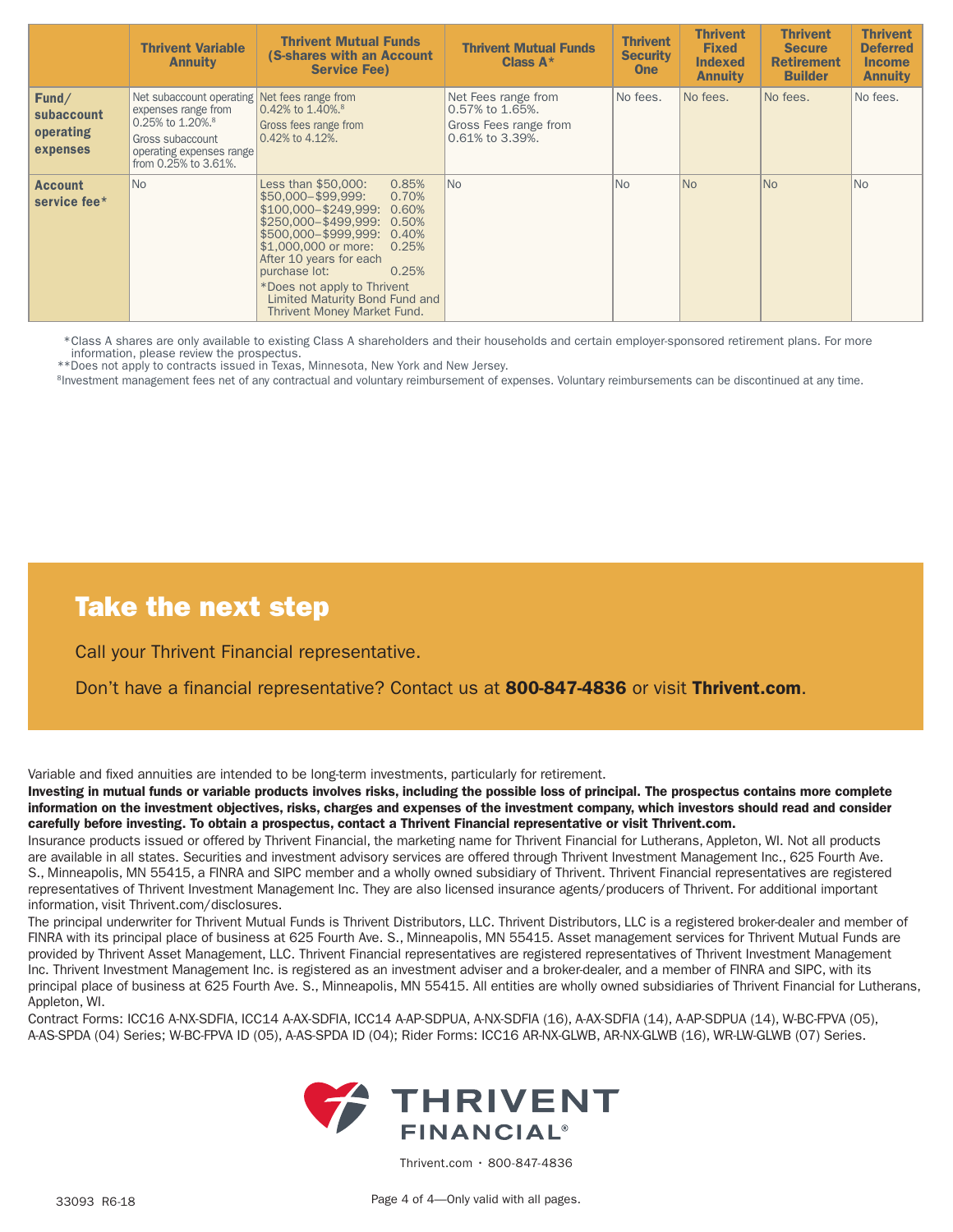| | Thrivent Variable Annuity | Thrivent Mutual Funds (S-shares with an Account Service Fee) | Thrivent Mutual Funds Class A* | Thrivent Security One | Thrivent Fixed Indexed Annuity | Thrivent Secure Retirement Builder | Thrivent Deferred Income Annuity |
|---|---|---|---|---|---|---|---|
| **Fund/ subaccount operating expenses** | Net subaccount operating expenses range from 0.25% to 1.20%.[8] Gross subaccount operating expenses range from 0.25% to 3.61%. | Net fees range from 0.42% to 1.40%.[8] Gross fees range from 0.42% to 4.12%. | Net Fees range from 0.57% to 1.65%. Gross Fees range from 0.61% to 3.39%. | No fees. | No fees. | No fees. | No fees. |
| **Account service fee*** | No | Less than $50,000: 0.85%<br>$50,000–$99,999: 0.70%<br>$100,000–$249,999: 0.60%<br>$250,000–$499,999: 0.50%<br>$500,000–$999,999: 0.40%<br>$1,000,000 or more: 0.25%<br>After 10 years for each purchase lot: 0.25%<br>*Does not apply to Thrivent Limited Maturity Bond Fund and Thrivent Money Market Fund. | No | No | No | No | No |

*Class A shares are only available to existing Class A shareholders and their households and certain employer-sponsored retirement plans. For more information, please review the prospectus.
**Does not apply to contracts issued in Texas, Minnesota, New York and New Jersey.
[8]Investment management fees net of any contractual and voluntary reimbursement of expenses. Voluntary reimbursements can be discontinued at any time.

## Take the next step

Call your Thrivent Financial representative.

Don't have a financial representative? Contact us at **800-847-4836** or visit **Thrivent.com**.

Variable and fixed annuities are intended to be long-term investments, particularly for retirement.

**Investing in mutual funds or variable products involves risks, including the possible loss of principal. The prospectus contains more complete information on the investment objectives, risks, charges and expenses of the investment company, which investors should read and consider carefully before investing. To obtain a prospectus, contact a Thrivent Financial representative or visit Thrivent.com.**

Insurance products issued or offered by Thrivent Financial, the marketing name for Thrivent Financial for Lutherans, Appleton, WI. Not all products are available in all states. Securities and investment advisory services are offered through Thrivent Investment Management Inc., 625 Fourth Ave. S., Minneapolis, MN 55415, a FINRA and SIPC member and a wholly owned subsidiary of Thrivent. Thrivent Financial representatives are registered representatives of Thrivent Investment Management Inc. They are also licensed insurance agents/producers of Thrivent. For additional important information, visit Thrivent.com/disclosures.

The principal underwriter for Thrivent Mutual Funds is Thrivent Distributors, LLC. Thrivent Distributors, LLC is a registered broker-dealer and member of FINRA with its principal place of business at 625 Fourth Ave. S., Minneapolis, MN 55415. Asset management services for Thrivent Mutual Funds are provided by Thrivent Asset Management, LLC. Thrivent Financial representatives are registered representatives of Thrivent Investment Management Inc. Thrivent Investment Management Inc. is registered as an investment adviser and a broker-dealer, and a member of FINRA and SIPC, with its principal place of business at 625 Fourth Ave. S., Minneapolis, MN 55415. All entities are wholly owned subsidiaries of Thrivent Financial for Lutherans, Appleton, WI.

Contract Forms: ICC16 A-NX-SDFIA, ICC14 A-AX-SDFIA, ICC14 A-AP-SDPUA, A-NX-SDFIA (16), A-AX-SDFIA (14), A-AP-SDPUA (14), W-BC-FPVA (05), A-AS-SPDA (04) Series; W-BC-FPVA ID (05), A-AS-SPDA ID (04); Rider Forms: ICC16 AR-NX-GLWB, AR-NX-GLWB (16), WR-LW-GLWB (07) Series.

THRIVENT FINANCIAL®

Thrivent.com • 800-847-4836

33093 R6-18